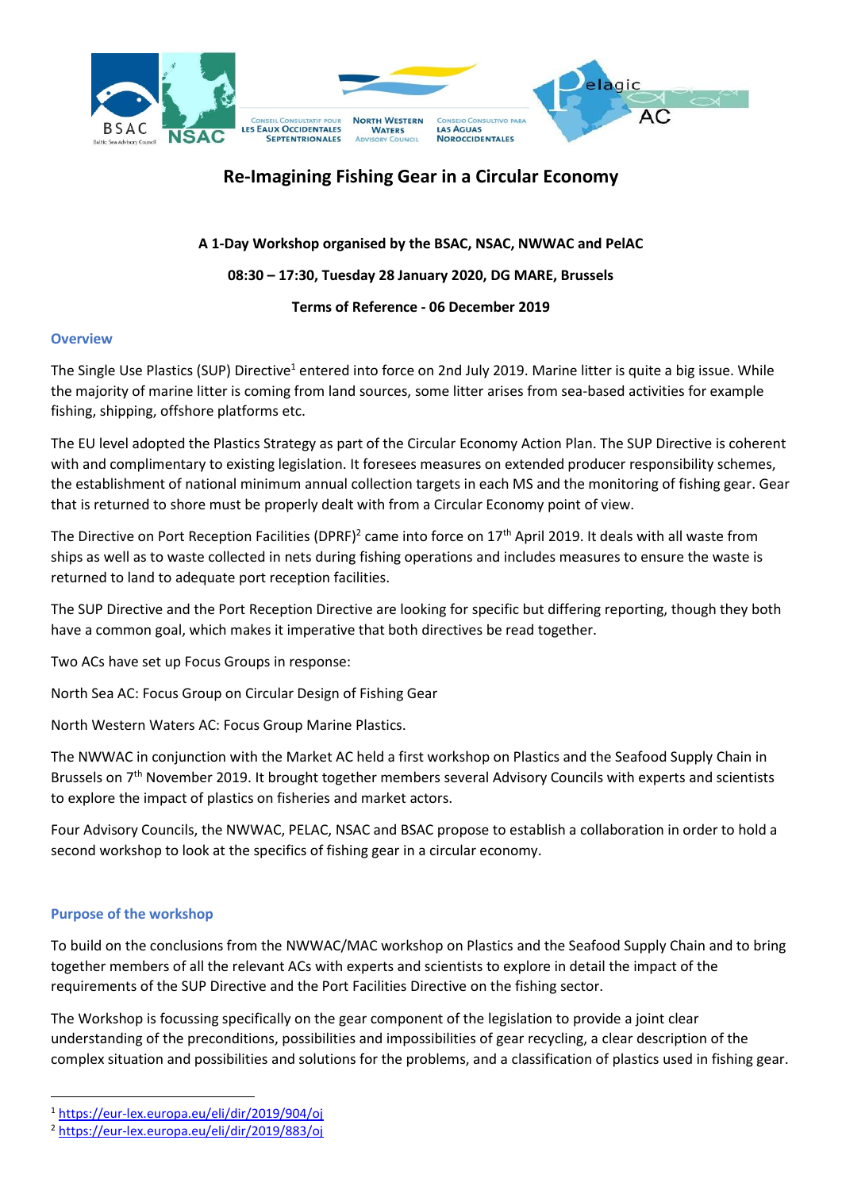# Re-Imagining Fishing Gear in a Circular Economy

**A 1-Day Workshop organised by the BSAC, NSAC, NWWAC and PelAC**

**08:30 – 17:30, Tuesday 28 January 2020, DG MARE, Brussels**

**Terms of Reference - 06 December 2019**

## Overview

The Single Use Plastics (SUP) Directive[1] entered into force on 2nd July 2019. Marine litter is quite a big issue. While the majority of marine litter is coming from land sources, some litter arises from sea-based activities for example fishing, shipping, offshore platforms etc.

The EU level adopted the Plastics Strategy as part of the Circular Economy Action Plan. The SUP Directive is coherent with and complimentary to existing legislation. It foresees measures on extended producer responsibility schemes, the establishment of national minimum annual collection targets in each MS and the monitoring of fishing gear. Gear that is returned to shore must be properly dealt with from a Circular Economy point of view.

The Directive on Port Reception Facilities (DPRF)[2] came into force on 17th April 2019. It deals with all waste from ships as well as to waste collected in nets during fishing operations and includes measures to ensure the waste is returned to land to adequate port reception facilities.

The SUP Directive and the Port Reception Directive are looking for specific but differing reporting, though they both have a common goal, which makes it imperative that both directives be read together.

Two ACs have set up Focus Groups in response:

North Sea AC: Focus Group on Circular Design of Fishing Gear

North Western Waters AC: Focus Group Marine Plastics.

The NWWAC in conjunction with the Market AC held a first workshop on Plastics and the Seafood Supply Chain in Brussels on 7th November 2019. It brought together members several Advisory Councils with experts and scientists to explore the impact of plastics on fisheries and market actors.

Four Advisory Councils, the NWWAC, PELAC, NSAC and BSAC propose to establish a collaboration in order to hold a second workshop to look at the specifics of fishing gear in a circular economy.

## Purpose of the workshop

To build on the conclusions from the NWWAC/MAC workshop on Plastics and the Seafood Supply Chain and to bring together members of all the relevant ACs with experts and scientists to explore in detail the impact of the requirements of the SUP Directive and the Port Facilities Directive on the fishing sector.

The Workshop is focussing specifically on the gear component of the legislation to provide a joint clear understanding of the preconditions, possibilities and impossibilities of gear recycling, a clear description of the complex situation and possibilities and solutions for the problems, and a classification of plastics used in fishing gear.

---

[1] https://eur-lex.europa.eu/eli/dir/2019/904/oj

[2] https://eur-lex.europa.eu/eli/dir/2019/883/oj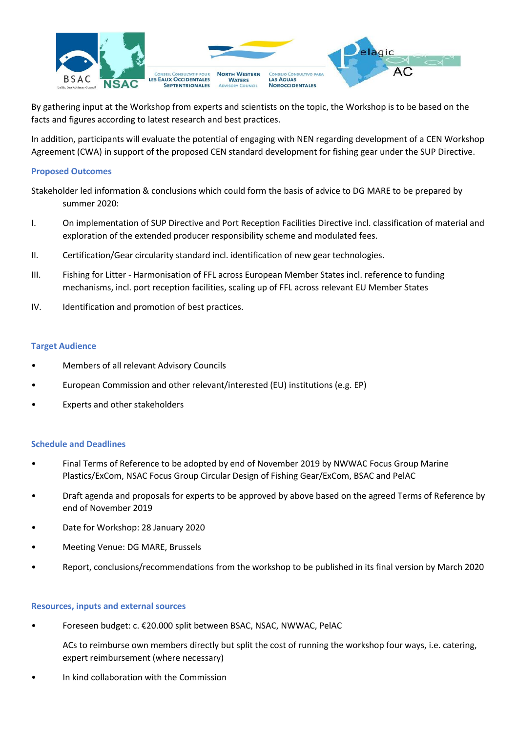By gathering input at the Workshop from experts and scientists on the topic, the Workshop is to be based on the facts and figures according to latest research and best practices.

In addition, participants will evaluate the potential of engaging with NEN regarding development of a CEN Workshop Agreement (CWA) in support of the proposed CEN standard development for fishing gear under the SUP Directive.

### Proposed Outcomes

Stakeholder led information & conclusions which could form the basis of advice to DG MARE to be prepared by summer 2020:

I. On implementation of SUP Directive and Port Reception Facilities Directive incl. classification of material and exploration of the extended producer responsibility scheme and modulated fees.

II. Certification/Gear circularity standard incl. identification of new gear technologies.

III. Fishing for Litter - Harmonisation of FFL across European Member States incl. reference to funding mechanisms, incl. port reception facilities, scaling up of FFL across relevant EU Member States

IV. Identification and promotion of best practices.

### Target Audience

- Members of all relevant Advisory Councils
- European Commission and other relevant/interested (EU) institutions (e.g. EP)
- Experts and other stakeholders

### Schedule and Deadlines

- Final Terms of Reference to be adopted by end of November 2019 by NWWAC Focus Group Marine Plastics/ExCom, NSAC Focus Group Circular Design of Fishing Gear/ExCom, BSAC and PelAC
- Draft agenda and proposals for experts to be approved by above based on the agreed Terms of Reference by end of November 2019
- Date for Workshop: 28 January 2020
- Meeting Venue: DG MARE, Brussels
- Report, conclusions/recommendations from the workshop to be published in its final version by March 2020

### Resources, inputs and external sources

- Foreseen budget: c. €20.000 split between BSAC, NSAC, NWWAC, PelAC

  ACs to reimburse own members directly but split the cost of running the workshop four ways, i.e. catering, expert reimbursement (where necessary)

- In kind collaboration with the Commission